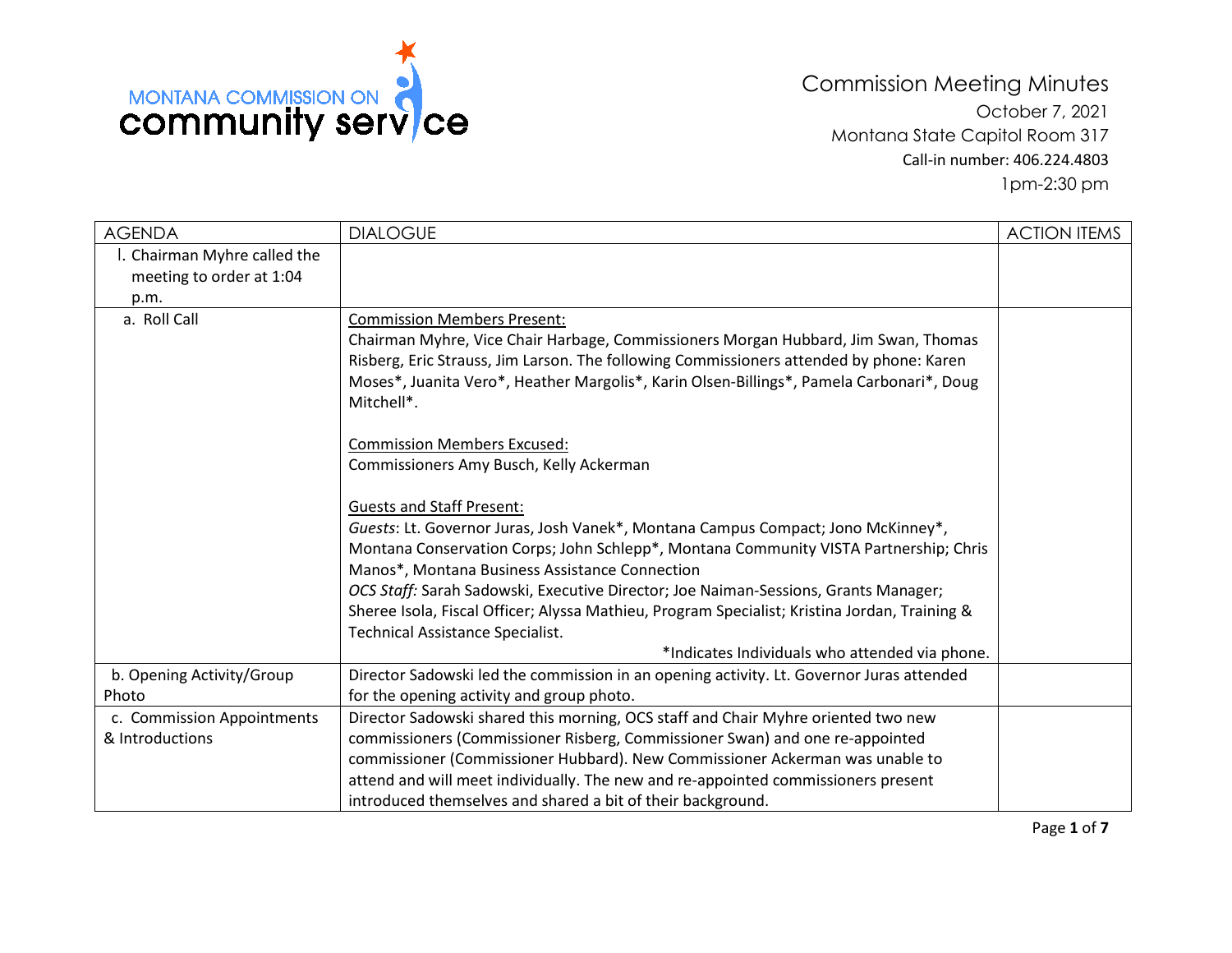MONTANA COMMISSION ON community service

# Commission Meeting Minutes

October 7, 2021
Montana State Capitol Room 317
Call-in number: 406.224.4803
1pm-2:30 pm

| AGENDA | DIALOGUE | ACTION ITEMS |
| --- | --- | --- |
| I. Chairman Myhre called the meeting to order at 1:04 p.m. | | |
| a. Roll Call | Commission Members Present:<br>Chairman Myhre, Vice Chair Harbage, Commissioners Morgan Hubbard, Jim Swan, Thomas Risberg, Eric Strauss, Jim Larson. The following Commissioners attended by phone: Karen Moses*, Juanita Vero*, Heather Margolis*, Karin Olsen-Billings*, Pamela Carbonari*, Doug Mitchell*.<br><br>Commission Members Excused:<br>Commissioners Amy Busch, Kelly Ackerman<br><br>Guests and Staff Present:<br>*Guests*: Lt. Governor Juras, Josh Vanek*, Montana Campus Compact; Jono McKinney*, Montana Conservation Corps; John Schlepp*, Montana Community VISTA Partnership; Chris Manos*, Montana Business Assistance Connection<br>*OCS Staff:* Sarah Sadowski, Executive Director; Joe Naiman-Sessions, Grants Manager; Sheree Isola, Fiscal Officer; Alyssa Mathieu, Program Specialist; Kristina Jordan, Training & Technical Assistance Specialist.<br>*Indicates Individuals who attended via phone. | |
| b. Opening Activity/Group Photo | Director Sadowski led the commission in an opening activity. Lt. Governor Juras attended for the opening activity and group photo. | |
| c. Commission Appointments & Introductions | Director Sadowski shared this morning, OCS staff and Chair Myhre oriented two new commissioners (Commissioner Risberg, Commissioner Swan) and one re-appointed commissioner (Commissioner Hubbard). New Commissioner Ackerman was unable to attend and will meet individually. The new and re-appointed commissioners present introduced themselves and shared a bit of their background. | |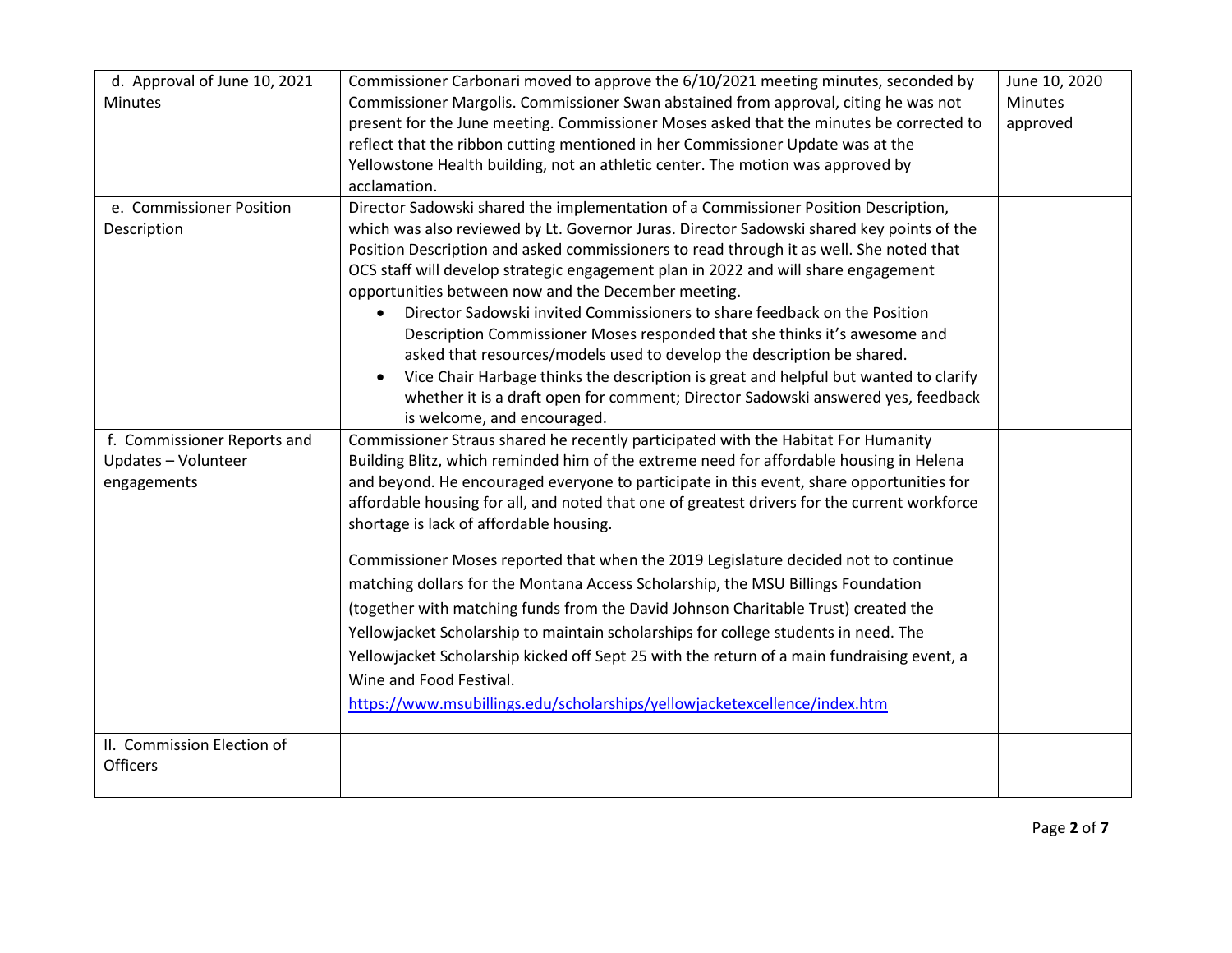| | | |
|---|---|---|
| d. Approval of June 10, 2021 Minutes | Commissioner Carbonari moved to approve the 6/10/2021 meeting minutes, seconded by Commissioner Margolis. Commissioner Swan abstained from approval, citing he was not present for the June meeting. Commissioner Moses asked that the minutes be corrected to reflect that the ribbon cutting mentioned in her Commissioner Update was at the Yellowstone Health building, not an athletic center. The motion was approved by acclamation. | June 10, 2020 Minutes approved |
| e. Commissioner Position Description | Director Sadowski shared the implementation of a Commissioner Position Description, which was also reviewed by Lt. Governor Juras. Director Sadowski shared key points of the Position Description and asked commissioners to read through it as well. She noted that OCS staff will develop strategic engagement plan in 2022 and will share engagement opportunities between now and the December meeting.<br>• Director Sadowski invited Commissioners to share feedback on the Position Description Commissioner Moses responded that she thinks it's awesome and asked that resources/models used to develop the description be shared.<br>• Vice Chair Harbage thinks the description is great and helpful but wanted to clarify whether it is a draft open for comment; Director Sadowski answered yes, feedback is welcome, and encouraged. | |
| f. Commissioner Reports and Updates – Volunteer engagements | Commissioner Straus shared he recently participated with the Habitat For Humanity Building Blitz, which reminded him of the extreme need for affordable housing in Helena and beyond. He encouraged everyone to participate in this event, share opportunities for affordable housing for all, and noted that one of greatest drivers for the current workforce shortage is lack of affordable housing.<br><br>Commissioner Moses reported that when the 2019 Legislature decided not to continue matching dollars for the Montana Access Scholarship, the MSU Billings Foundation (together with matching funds from the David Johnson Charitable Trust) created the Yellowjacket Scholarship to maintain scholarships for college students in need. The Yellowjacket Scholarship kicked off Sept 25 with the return of a main fundraising event, a Wine and Food Festival.<br>https://www.msubillings.edu/scholarships/yellowjacketexcellence/index.htm | |
| II. Commission Election of Officers | | |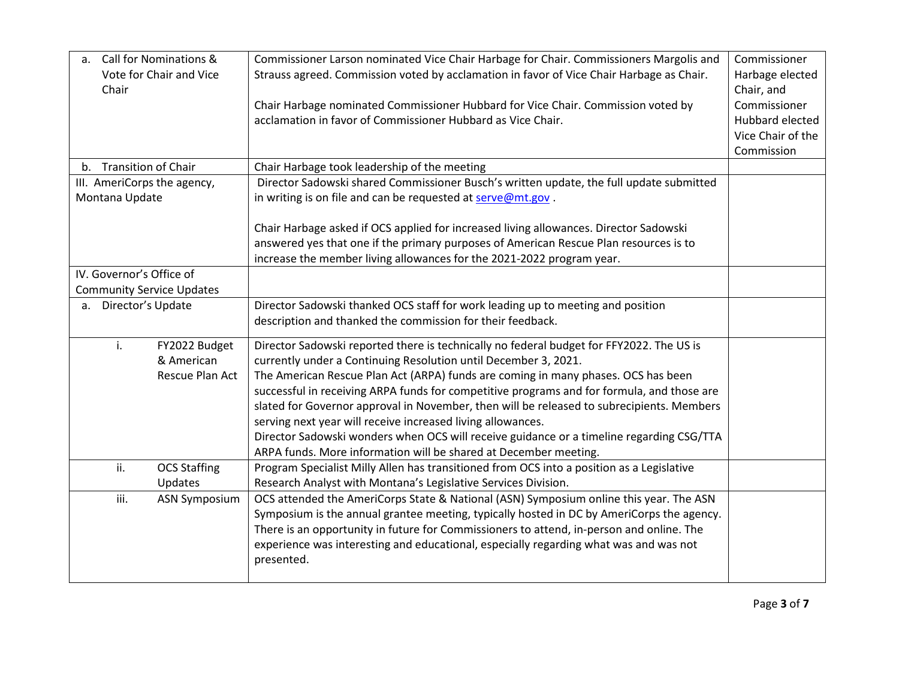| | | |
|---|---|---|
| a. Call for Nominations & Vote for Chair and Vice Chair | Commissioner Larson nominated Vice Chair Harbage for Chair. Commissioners Margolis and Strauss agreed. Commission voted by acclamation in favor of Vice Chair Harbage as Chair.<br><br>Chair Harbage nominated Commissioner Hubbard for Vice Chair. Commission voted by acclamation in favor of Commissioner Hubbard as Vice Chair. | Commissioner Harbage elected Chair, and Commissioner Hubbard elected Vice Chair of the Commission |
| b. Transition of Chair | Chair Harbage took leadership of the meeting | |
| III. AmeriCorps the agency, Montana Update | Director Sadowski shared Commissioner Busch's written update, the full update submitted in writing is on file and can be requested at serve@mt.gov .<br><br>Chair Harbage asked if OCS applied for increased living allowances. Director Sadowski answered yes that one if the primary purposes of American Rescue Plan resources is to increase the member living allowances for the 2021-2022 program year. | |
| IV. Governor's Office of Community Service Updates | | |
| a. Director's Update | Director Sadowski thanked OCS staff for work leading up to meeting and position description and thanked the commission for their feedback. | |
| i. FY2022 Budget & American Rescue Plan Act | Director Sadowski reported there is technically no federal budget for FFY2022. The US is currently under a Continuing Resolution until December 3, 2021.<br>The American Rescue Plan Act (ARPA) funds are coming in many phases. OCS has been successful in receiving ARPA funds for competitive programs and for formula, and those are slated for Governor approval in November, then will be released to subrecipients. Members serving next year will receive increased living allowances.<br>Director Sadowski wonders when OCS will receive guidance or a timeline regarding CSG/TTA ARPA funds. More information will be shared at December meeting. | |
| ii. OCS Staffing Updates | Program Specialist Milly Allen has transitioned from OCS into a position as a Legislative Research Analyst with Montana's Legislative Services Division. | |
| iii. ASN Symposium | OCS attended the AmeriCorps State & National (ASN) Symposium online this year. The ASN Symposium is the annual grantee meeting, typically hosted in DC by AmeriCorps the agency. There is an opportunity in future for Commissioners to attend, in-person and online. The experience was interesting and educational, especially regarding what was and was not presented. | |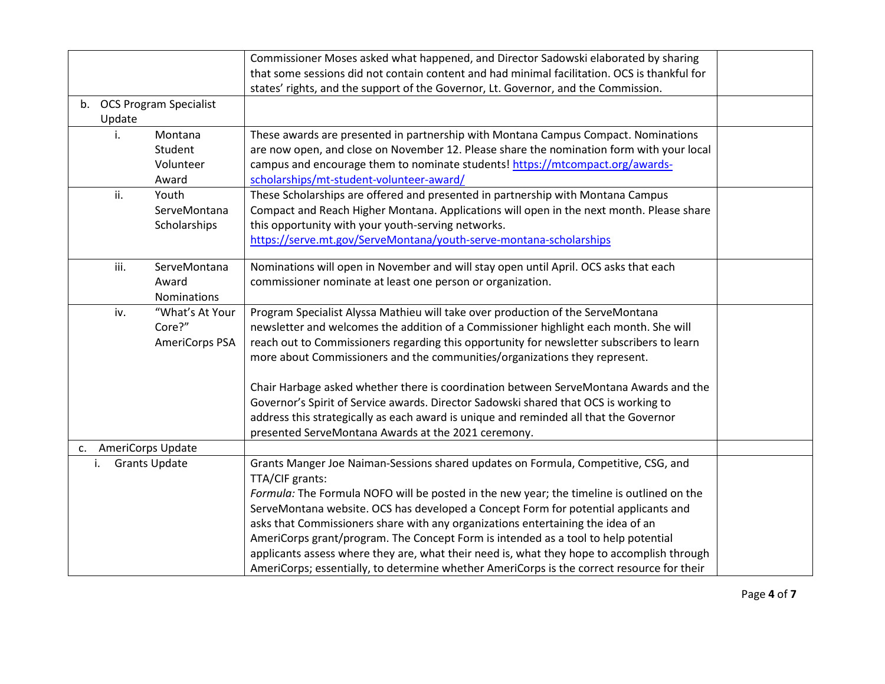| | | |
|---|---|---|
| | Commissioner Moses asked what happened, and Director Sadowski elaborated by sharing that some sessions did not contain content and had minimal facilitation. OCS is thankful for states' rights, and the support of the Governor, Lt. Governor, and the Commission. | |
| b. OCS Program Specialist Update | | |
| i. Montana Student Volunteer Award | These awards are presented in partnership with Montana Campus Compact. Nominations are now open, and close on November 12. Please share the nomination form with your local campus and encourage them to nominate students! [https://mtcompact.org/awards-scholarships/mt-student-volunteer-award/](https://mtcompact.org/awards-scholarships/mt-student-volunteer-award/) | |
| ii. Youth ServeMontana Scholarships | These Scholarships are offered and presented in partnership with Montana Campus Compact and Reach Higher Montana. Applications will open in the next month. Please share this opportunity with your youth-serving networks. [https://serve.mt.gov/ServeMontana/youth-serve-montana-scholarships](https://serve.mt.gov/ServeMontana/youth-serve-montana-scholarships) | |
| iii. ServeMontana Award Nominations | Nominations will open in November and will stay open until April. OCS asks that each commissioner nominate at least one person or organization. | |
| iv. "What's At Your Core?" AmeriCorps PSA | Program Specialist Alyssa Mathieu will take over production of the ServeMontana newsletter and welcomes the addition of a Commissioner highlight each month. She will reach out to Commissioners regarding this opportunity for newsletter subscribers to learn more about Commissioners and the communities/organizations they represent.<br><br>Chair Harbage asked whether there is coordination between ServeMontana Awards and the Governor's Spirit of Service awards. Director Sadowski shared that OCS is working to address this strategically as each award is unique and reminded all that the Governor presented ServeMontana Awards at the 2021 ceremony. | |
| c. AmeriCorps Update | | |
| i. Grants Update | Grants Manger Joe Naiman-Sessions shared updates on Formula, Competitive, CSG, and TTA/CIF grants:<br>*Formula:* The Formula NOFO will be posted in the new year; the timeline is outlined on the ServeMontana website. OCS has developed a Concept Form for potential applicants and asks that Commissioners share with any organizations entertaining the idea of an AmeriCorps grant/program. The Concept Form is intended as a tool to help potential applicants assess where they are, what their need is, what they hope to accomplish through AmeriCorps; essentially, to determine whether AmeriCorps is the correct resource for their | |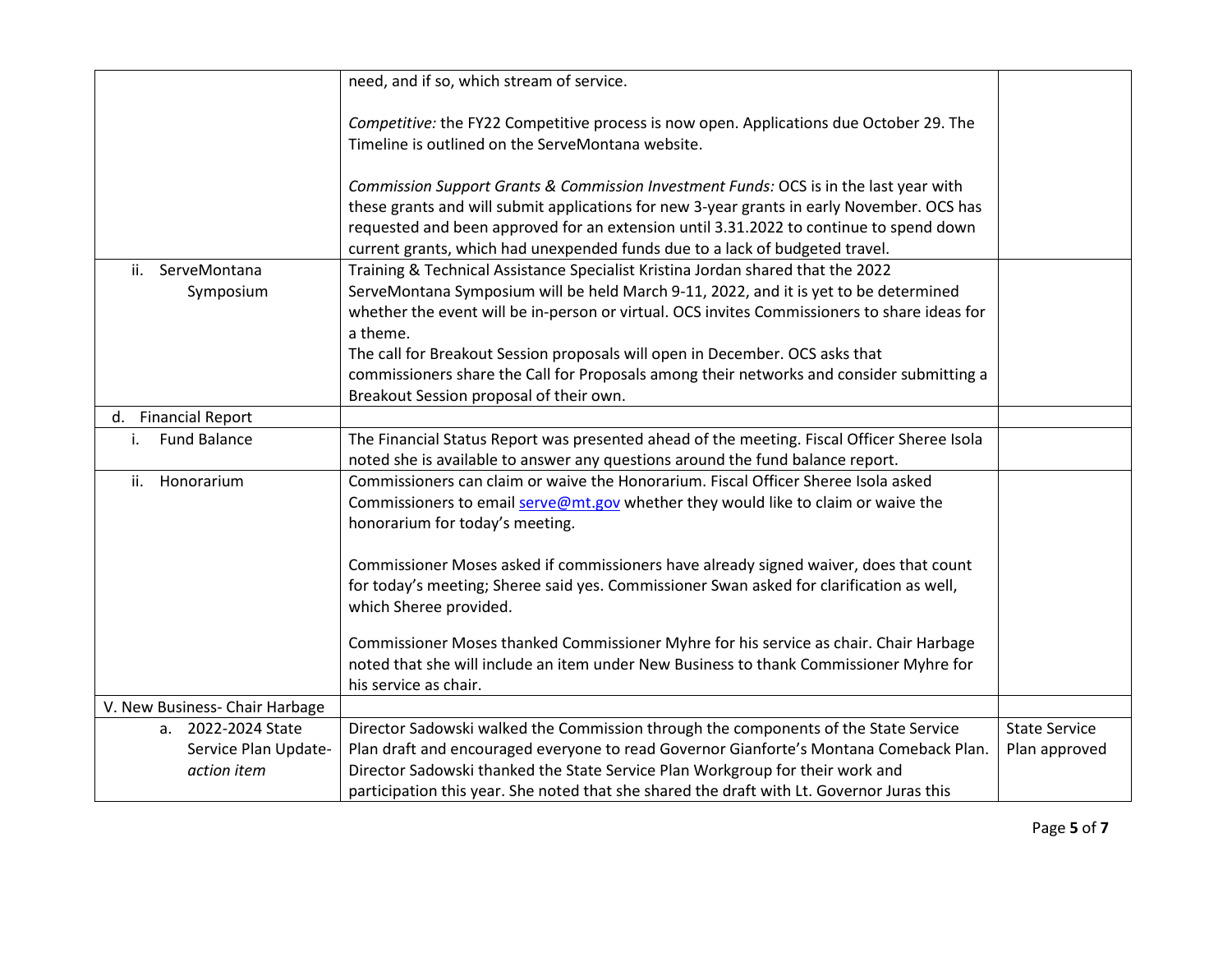| | | |
|---|---|---|
| | need, and if so, which stream of service.<br><br>*Competitive:* the FY22 Competitive process is now open. Applications due October 29. The Timeline is outlined on the ServeMontana website.<br><br>*Commission Support Grants & Commission Investment Funds:* OCS is in the last year with these grants and will submit applications for new 3-year grants in early November. OCS has requested and been approved for an extension until 3.31.2022 to continue to spend down current grants, which had unexpended funds due to a lack of budgeted travel. | |
| ii. ServeMontana Symposium | Training & Technical Assistance Specialist Kristina Jordan shared that the 2022 ServeMontana Symposium will be held March 9-11, 2022, and it is yet to be determined whether the event will be in-person or virtual. OCS invites Commissioners to share ideas for a theme.<br>The call for Breakout Session proposals will open in December. OCS asks that commissioners share the Call for Proposals among their networks and consider submitting a Breakout Session proposal of their own. | |
| d. Financial Report | | |
| i. Fund Balance | The Financial Status Report was presented ahead of the meeting. Fiscal Officer Sheree Isola noted she is available to answer any questions around the fund balance report. | |
| ii. Honorarium | Commissioners can claim or waive the Honorarium. Fiscal Officer Sheree Isola asked Commissioners to email serve@mt.gov whether they would like to claim or waive the honorarium for today's meeting.<br><br>Commissioner Moses asked if commissioners have already signed waiver, does that count for today's meeting; Sheree said yes. Commissioner Swan asked for clarification as well, which Sheree provided.<br><br>Commissioner Moses thanked Commissioner Myhre for his service as chair. Chair Harbage noted that she will include an item under New Business to thank Commissioner Myhre for his service as chair. | |
| V. New Business- Chair Harbage | | |
| a. 2022-2024 State Service Plan Update- *action item* | Director Sadowski walked the Commission through the components of the State Service Plan draft and encouraged everyone to read Governor Gianforte's Montana Comeback Plan. Director Sadowski thanked the State Service Plan Workgroup for their work and participation this year. She noted that she shared the draft with Lt. Governor Juras this | State Service Plan approved |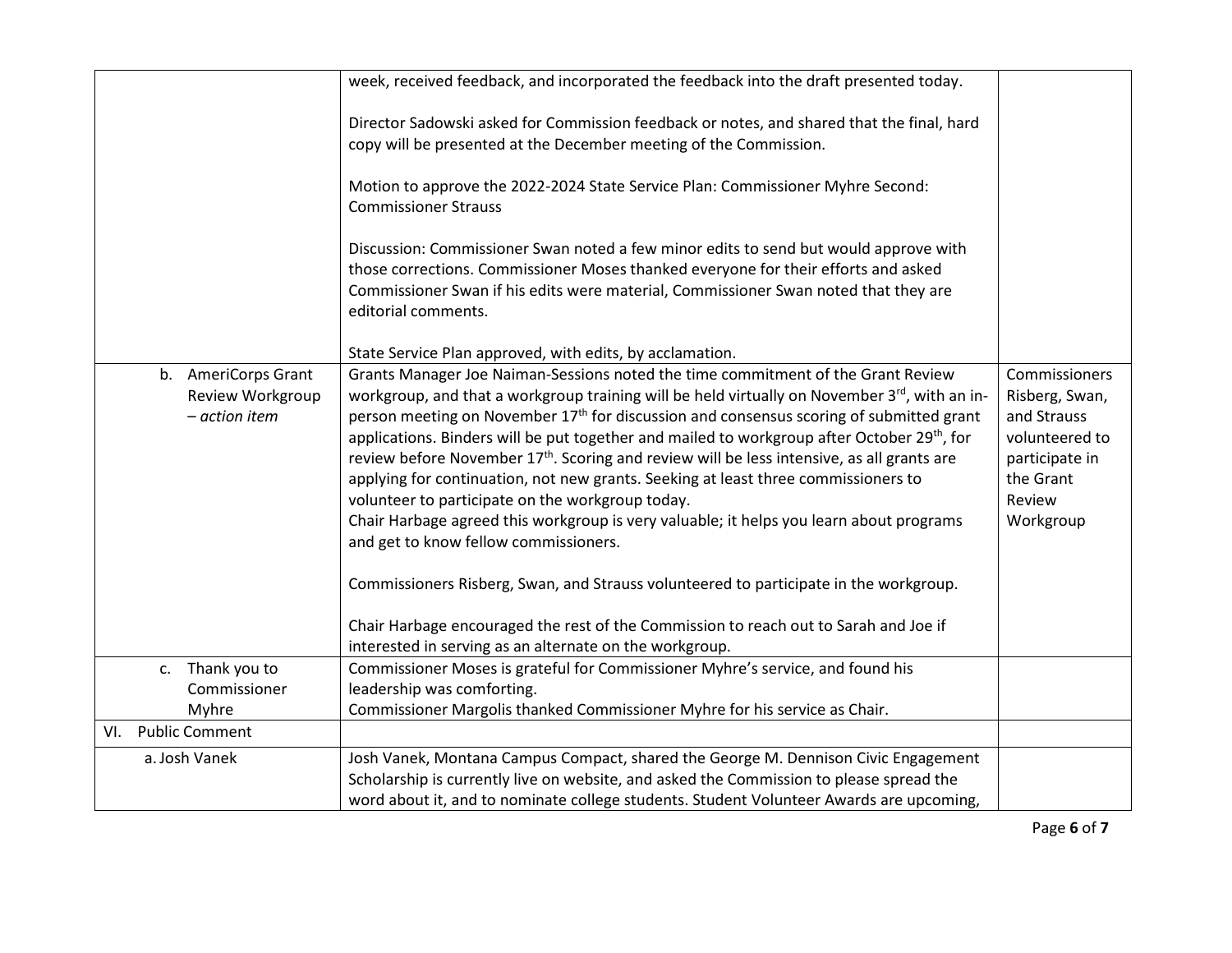|  |  |  |
| --- | --- | --- |
|  | week, received feedback, and incorporated the feedback into the draft presented today.<br><br>Director Sadowski asked for Commission feedback or notes, and shared that the final, hard copy will be presented at the December meeting of the Commission.<br><br>Motion to approve the 2022-2024 State Service Plan: Commissioner Myhre Second: Commissioner Strauss<br><br>Discussion: Commissioner Swan noted a few minor edits to send but would approve with those corrections. Commissioner Moses thanked everyone for their efforts and asked Commissioner Swan if his edits were material, Commissioner Swan noted that they are editorial comments.<br><br>State Service Plan approved, with edits, by acclamation. |  |
| b. AmeriCorps Grant Review Workgroup – *action item* | Grants Manager Joe Naiman-Sessions noted the time commitment of the Grant Review workgroup, and that a workgroup training will be held virtually on November 3rd, with an in-person meeting on November 17th for discussion and consensus scoring of submitted grant applications. Binders will be put together and mailed to workgroup after October 29th, for review before November 17th. Scoring and review will be less intensive, as all grants are applying for continuation, not new grants. Seeking at least three commissioners to volunteer to participate on the workgroup today.<br>Chair Harbage agreed this workgroup is very valuable; it helps you learn about programs and get to know fellow commissioners.<br><br>Commissioners Risberg, Swan, and Strauss volunteered to participate in the workgroup.<br><br>Chair Harbage encouraged the rest of the Commission to reach out to Sarah and Joe if interested in serving as an alternate on the workgroup. | Commissioners Risberg, Swan, and Strauss volunteered to participate in the Grant Review Workgroup |
| c. Thank you to Commissioner Myhre | Commissioner Moses is grateful for Commissioner Myhre's service, and found his leadership was comforting.<br>Commissioner Margolis thanked Commissioner Myhre for his service as Chair. |  |
| VI. Public Comment |  |  |
| a. Josh Vanek | Josh Vanek, Montana Campus Compact, shared the George M. Dennison Civic Engagement Scholarship is currently live on website, and asked the Commission to please spread the word about it, and to nominate college students. Student Volunteer Awards are upcoming, |  |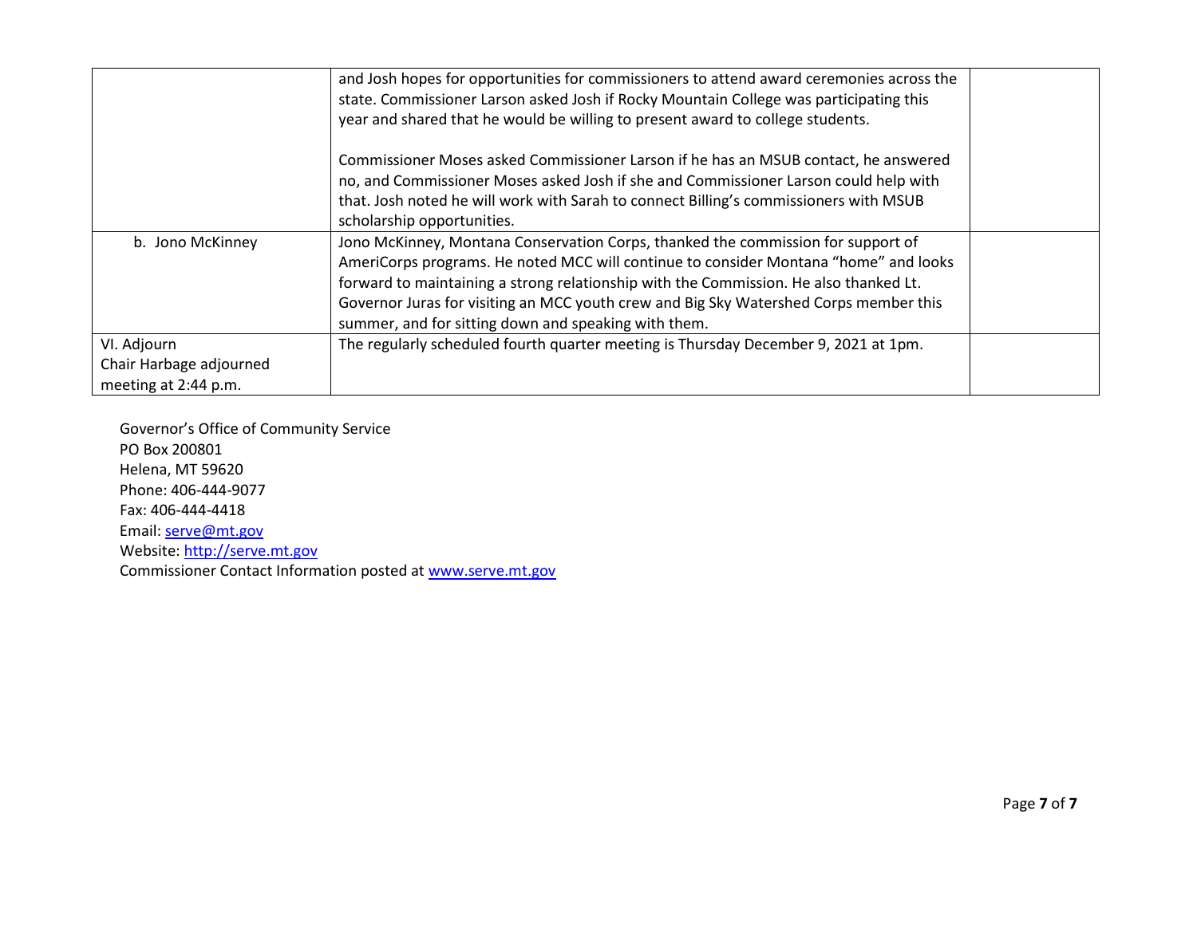| | | |
|---|---|---|
| | and Josh hopes for opportunities for commissioners to attend award ceremonies across the state. Commissioner Larson asked Josh if Rocky Mountain College was participating this year and shared that he would be willing to present award to college students.<br><br>Commissioner Moses asked Commissioner Larson if he has an MSUB contact, he answered no, and Commissioner Moses asked Josh if she and Commissioner Larson could help with that. Josh noted he will work with Sarah to connect Billing's commissioners with MSUB scholarship opportunities. | |
| b. Jono McKinney | Jono McKinney, Montana Conservation Corps, thanked the commission for support of AmeriCorps programs. He noted MCC will continue to consider Montana "home" and looks forward to maintaining a strong relationship with the Commission. He also thanked Lt. Governor Juras for visiting an MCC youth crew and Big Sky Watershed Corps member this summer, and for sitting down and speaking with them. | |
| VI. Adjourn<br>Chair Harbage adjourned meeting at 2:44 p.m. | The regularly scheduled fourth quarter meeting is Thursday December 9, 2021 at 1pm. | |

Governor's Office of Community Service
PO Box 200801
Helena, MT 59620
Phone: 406-444-9077
Fax: 406-444-4418
Email: serve@mt.gov
Website: http://serve.mt.gov
Commissioner Contact Information posted at www.serve.mt.gov